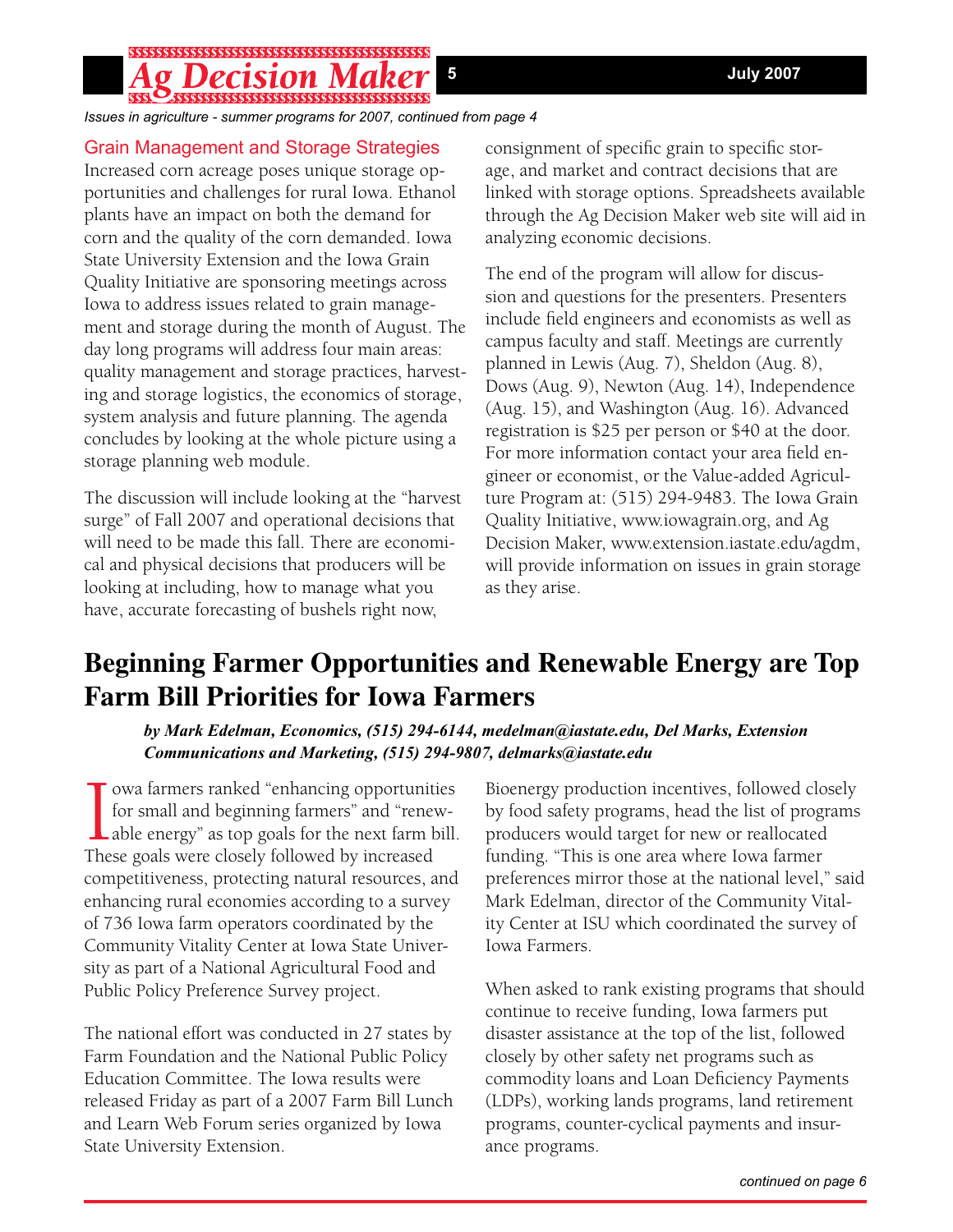*Issues in agriculture - summer programs for 2007, continued from page 4*

### Grain Management and Storage Strategies

Increased corn acreage poses unique storage opportunities and challenges for rural Iowa. Ethanol plants have an impact on both the demand for corn and the quality of the corn demanded. Iowa State University Extension and the Iowa Grain Quality Initiative are sponsoring meetings across Iowa to address issues related to grain management and storage during the month of August. The day long programs will address four main areas: quality management and storage practices, harvesting and storage logistics, the economics of storage, system analysis and future planning. The agenda concludes by looking at the whole picture using a storage planning web module.

The discussion will include looking at the "harvest surge" of Fall 2007 and operational decisions that will need to be made this fall. There are economical and physical decisions that producers will be looking at including, how to manage what you have, accurate forecasting of bushels right now, consignment of specific grain to specific storage, and market and contract decisions that are linked with storage options. Spreadsheets available through the Ag Decision Maker web site will aid in analyzing economic decisions.

The end of the program will allow for discussion and questions for the presenters. Presenters include field engineers and economists as well as campus faculty and staff. Meetings are currently planned in Lewis (Aug. 7), Sheldon (Aug. 8), Dows (Aug. 9), Newton (Aug. 14), Independence (Aug. 15), and Washington (Aug. 16). Advanced registration is $25 per person or $40 at the door. For more information contact your area field engineer or economist, or the Value-added Agriculture Program at: (515) 294-9483. The Iowa Grain Quality Initiative, www.iowagrain.org, and Ag Decision Maker, www.extension.iastate.edu/agdm, will provide information on issues in grain storage as they arise.

## Beginning Farmer Opportunities and Renewable Energy are Top Farm Bill Priorities for Iowa Farmers

***by Mark Edelman, Economics, (515) 294-6144, medelman@iastate.edu, Del Marks, Extension Communications and Marketing, (515) 294-9807, delmarks@iastate.edu***

Iowa farmers ranked "enhancing opportunities for small and beginning farmers" and "renewable energy" as top goals for the next farm bill. These goals were closely followed by increased competitiveness, protecting natural resources, and enhancing rural economies according to a survey of 736 Iowa farm operators coordinated by the Community Vitality Center at Iowa State University as part of a National Agricultural Food and Public Policy Preference Survey project.

The national effort was conducted in 27 states by Farm Foundation and the National Public Policy Education Committee. The Iowa results were released Friday as part of a 2007 Farm Bill Lunch and Learn Web Forum series organized by Iowa State University Extension.

Bioenergy production incentives, followed closely by food safety programs, head the list of programs producers would target for new or reallocated funding. "This is one area where Iowa farmer preferences mirror those at the national level," said Mark Edelman, director of the Community Vitality Center at ISU which coordinated the survey of Iowa Farmers.

When asked to rank existing programs that should continue to receive funding, Iowa farmers put disaster assistance at the top of the list, followed closely by other safety net programs such as commodity loans and Loan Deficiency Payments (LDPs), working lands programs, land retirement programs, counter-cyclical payments and insurance programs.

*continued on page 6*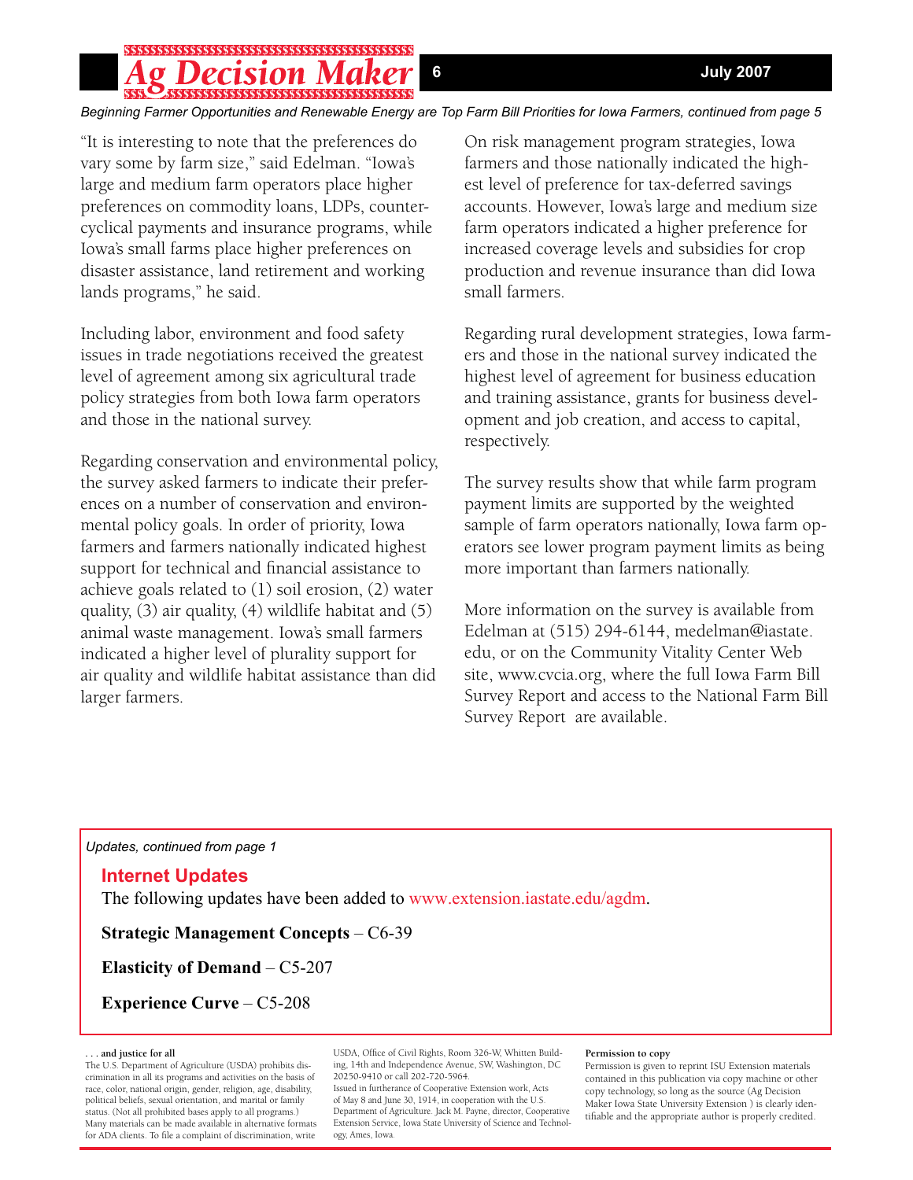*Beginning Farmer Opportunities and Renewable Energy are Top Farm Bill Priorities for Iowa Farmers, continued from page 5*

"It is interesting to note that the preferences do vary some by farm size," said Edelman. "Iowa's large and medium farm operators place higher preferences on commodity loans, LDPs, counter-cyclical payments and insurance programs, while Iowa's small farms place higher preferences on disaster assistance, land retirement and working lands programs," he said.

Including labor, environment and food safety issues in trade negotiations received the greatest level of agreement among six agricultural trade policy strategies from both Iowa farm operators and those in the national survey.

Regarding conservation and environmental policy, the survey asked farmers to indicate their preferences on a number of conservation and environmental policy goals. In order of priority, Iowa farmers and farmers nationally indicated highest support for technical and financial assistance to achieve goals related to (1) soil erosion, (2) water quality, (3) air quality, (4) wildlife habitat and (5) animal waste management. Iowa's small farmers indicated a higher level of plurality support for air quality and wildlife habitat assistance than did larger farmers.

On risk management program strategies, Iowa farmers and those nationally indicated the highest level of preference for tax-deferred savings accounts. However, Iowa's large and medium size farm operators indicated a higher preference for increased coverage levels and subsidies for crop production and revenue insurance than did Iowa small farmers.

Regarding rural development strategies, Iowa farmers and those in the national survey indicated the highest level of agreement for business education and training assistance, grants for business development and job creation, and access to capital, respectively.

The survey results show that while farm program payment limits are supported by the weighted sample of farm operators nationally, Iowa farm operators see lower program payment limits as being more important than farmers nationally.

More information on the survey is available from Edelman at (515) 294-6144, medelman@iastate.edu, or on the Community Vitality Center Web site, www.cvcia.org, where the full Iowa Farm Bill Survey Report and access to the National Farm Bill Survey Report are available.

*Updates, continued from page 1*

## Internet Updates

The following updates have been added to www.extension.iastate.edu/agdm.

**Strategic Management Concepts** – C6-39

**Elasticity of Demand** – C5-207

**Experience Curve** – C5-208

**. . . and justice for all**

The U.S. Department of Agriculture (USDA) prohibits discrimination in all its programs and activities on the basis of race, color, national origin, gender, religion, age, disability, political beliefs, sexual orientation, and marital or family status. (Not all prohibited bases apply to all programs.) Many materials can be made available in alternative formats for ADA clients. To file a complaint of discrimination, write USDA, Office of Civil Rights, Room 326-W, Whitten Building, 14th and Independence Avenue, SW, Washington, DC 20250-9410 or call 202-720-5964.

Issued in furtherance of Cooperative Extension work, Acts of May 8 and June 30, 1914, in cooperation with the U.S. Department of Agriculture. Jack M. Payne, director, Cooperative Extension Service, Iowa State University of Science and Technology, Ames, Iowa.

**Permission to copy**

Permission is given to reprint ISU Extension materials contained in this publication via copy machine or other copy technology, so long as the source (Ag Decision Maker Iowa State University Extension ) is clearly identifiable and the appropriate author is properly credited.